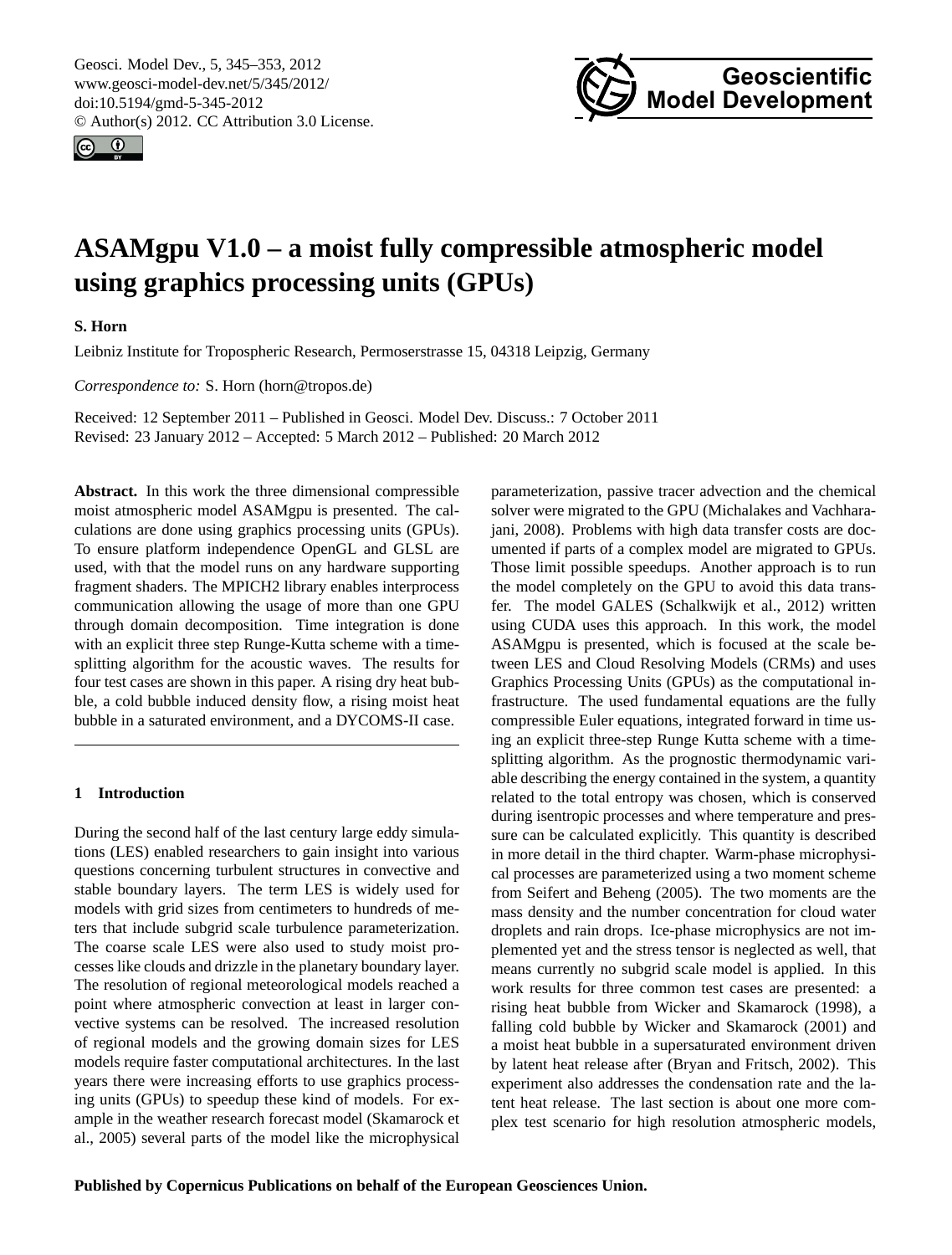# ASAMgpu V1.0 – a moist fully compressible atmospheric model using graphics processing units (GPUs)

**S. Horn**

Leibniz Institute for Tropospheric Research, Permoserstrasse 15, 04318 Leipzig, Germany

*Correspondence to:* S. Horn (horn@tropos.de)

Received: 12 September 2011 – Published in Geosci. Model Dev. Discuss.: 7 October 2011
Revised: 23 January 2012 – Accepted: 5 March 2012 – Published: 20 March 2012

**Abstract.** In this work the three dimensional compressible moist atmospheric model ASAMgpu is presented. The calculations are done using graphics processing units (GPUs). To ensure platform independence OpenGL and GLSL are used, with that the model runs on any hardware supporting fragment shaders. The MPICH2 library enables interprocess communication allowing the usage of more than one GPU through domain decomposition. Time integration is done with an explicit three step Runge-Kutta scheme with a time-splitting algorithm for the acoustic waves. The results for four test cases are shown in this paper. A rising dry heat bubble, a cold bubble induced density flow, a rising moist heat bubble in a saturated environment, and a DYCOMS-II case.

## 1 Introduction

During the second half of the last century large eddy simulations (LES) enabled researchers to gain insight into various questions concerning turbulent structures in convective and stable boundary layers. The term LES is widely used for models with grid sizes from centimeters to hundreds of meters that include subgrid scale turbulence parameterization. The coarse scale LES were also used to study moist processes like clouds and drizzle in the planetary boundary layer. The resolution of regional meteorological models reached a point where atmospheric convection at least in larger convective systems can be resolved. The increased resolution of regional models and the growing domain sizes for LES models require faster computational architectures. In the last years there were increasing efforts to use graphics processing units (GPUs) to speedup these kind of models. For example in the weather research forecast model (Skamarock et al., 2005) several parts of the model like the microphysical parameterization, passive tracer advection and the chemical solver were migrated to the GPU (Michalakes and Vachharajani, 2008). Problems with high data transfer costs are documented if parts of a complex model are migrated to GPUs. Those limit possible speedups. Another approach is to run the model completely on the GPU to avoid this data transfer. The model GALES (Schalkwijk et al., 2012) written using CUDA uses this approach. In this work, the model ASAMgpu is presented, which is focused at the scale between LES and Cloud Resolving Models (CRMs) and uses Graphics Processing Units (GPUs) as the computational infrastructure. The used fundamental equations are the fully compressible Euler equations, integrated forward in time using an explicit three-step Runge Kutta scheme with a time-splitting algorithm. As the prognostic thermodynamic variable describing the energy contained in the system, a quantity related to the total entropy was chosen, which is conserved during isentropic processes and where temperature and pressure can be calculated explicitly. This quantity is described in more detail in the third chapter. Warm-phase microphysical processes are parameterized using a two moment scheme from Seifert and Beheng (2005). The two moments are the mass density and the number concentration for cloud water droplets and rain drops. Ice-phase microphysics are not implemented yet and the stress tensor is neglected as well, that means currently no subgrid scale model is applied. In this work results for three common test cases are presented: a rising heat bubble from Wicker and Skamarock (1998), a falling cold bubble by Wicker and Skamarock (2001) and a moist heat bubble in a supersaturated environment driven by latent heat release after (Bryan and Fritsch, 2002). This experiment also addresses the condensation rate and the latent heat release. The last section is about one more complex test scenario for high resolution atmospheric models,

**Published by Copernicus Publications on behalf of the European Geosciences Union.**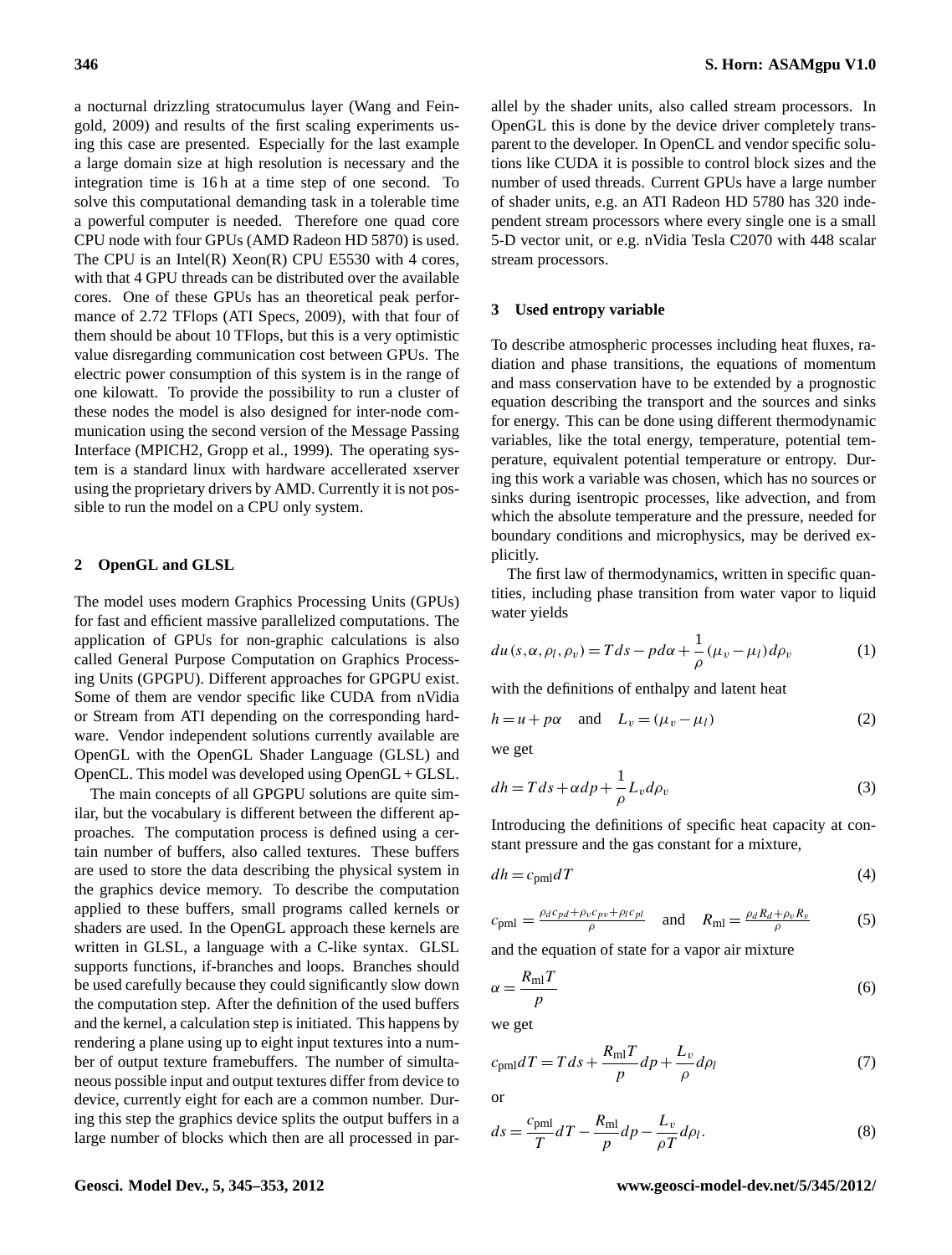a nocturnal drizzling stratocumulus layer (Wang and Feingold, 2009) and results of the first scaling experiments using this case are presented. Especially for the last example a large domain size at high resolution is necessary and the integration time is 16 h at a time step of one second. To solve this computational demanding task in a tolerable time a powerful computer is needed. Therefore one quad core CPU node with four GPUs (AMD Radeon HD 5870) is used. The CPU is an Intel(R) Xeon(R) CPU E5530 with 4 cores, with that 4 GPU threads can be distributed over the available cores. One of these GPUs has an theoretical peak performance of 2.72 TFlops (ATI Specs, 2009), with that four of them should be about 10 TFlops, but this is a very optimistic value disregarding communication cost between GPUs. The electric power consumption of this system is in the range of one kilowatt. To provide the possibility to run a cluster of these nodes the model is also designed for inter-node communication using the second version of the Message Passing Interface (MPICH2, Gropp et al., 1999). The operating system is a standard linux with hardware accellerated xserver using the proprietary drivers by AMD. Currently it is not possible to run the model on a CPU only system.

## 2 OpenGL and GLSL

The model uses modern Graphics Processing Units (GPUs) for fast and efficient massive parallelized computations. The application of GPUs for non-graphic calculations is also called General Purpose Computation on Graphics Processing Units (GPGPU). Different approaches for GPGPU exist. Some of them are vendor specific like CUDA from nVidia or Stream from ATI depending on the corresponding hardware. Vendor independent solutions currently available are OpenGL with the OpenGL Shader Language (GLSL) and OpenCL. This model was developed using OpenGL + GLSL.

The main concepts of all GPGPU solutions are quite similar, but the vocabulary is different between the different approaches. The computation process is defined using a certain number of buffers, also called textures. These buffers are used to store the data describing the physical system in the graphics device memory. To describe the computation applied to these buffers, small programs called kernels or shaders are used. In the OpenGL approach these kernels are written in GLSL, a language with a C-like syntax. GLSL supports functions, if-branches and loops. Branches should be used carefully because they could significantly slow down the computation step. After the definition of the used buffers and the kernel, a calculation step is initiated. This happens by rendering a plane using up to eight input textures into a number of output texture framebuffers. The number of simultaneous possible input and output textures differ from device to device, currently eight for each are a common number. During this step the graphics device splits the output buffers in a large number of blocks which then are all processed in parallel by the shader units, also called stream processors. In OpenGL this is done by the device driver completely transparent to the developer. In OpenCL and vendor specific solutions like CUDA it is possible to control block sizes and the number of used threads. Current GPUs have a large number of shader units, e.g. an ATI Radeon HD 5780 has 320 independent stream processors where every single one is a small 5-D vector unit, or e.g. nVidia Tesla C2070 with 448 scalar stream processors.

## 3 Used entropy variable

To describe atmospheric processes including heat fluxes, radiation and phase transitions, the equations of momentum and mass conservation have to be extended by a prognostic equation describing the transport and the sources and sinks for energy. This can be done using different thermodynamic variables, like the total energy, temperature, potential temperature, equivalent potential temperature or entropy. During this work a variable was chosen, which has no sources or sinks during isentropic processes, like advection, and from which the absolute temperature and the pressure, needed for boundary conditions and microphysics, may be derived explicitly.

The first law of thermodynamics, written in specific quantities, including phase transition from water vapor to liquid water yields

$$du(s,\alpha,\rho_l,\rho_v) = T ds - p d\alpha + \frac{1}{\rho}(\mu_v - \mu_l) d\rho_v \tag{1}$$

with the definitions of enthalpy and latent heat

$$h = u + p\alpha \quad \text{and} \quad L_v = (\mu_v - \mu_l) \tag{2}$$

we get

$$dh = T ds + \alpha dp + \frac{1}{\rho} L_v d\rho_v \tag{3}$$

Introducing the definitions of specific heat capacity at constant pressure and the gas constant for a mixture,

$$dh = c_{\text{pml}} dT \tag{4}$$

$$c_{\text{pml}} = \frac{\rho_d c_{pd} + \rho_v c_{pv} + \rho_l c_{pl}}{\rho} \quad \text{and} \quad R_{\text{ml}} = \frac{\rho_d R_d + \rho_v R_v}{\rho} \tag{5}$$

and the equation of state for a vapor air mixture

$$\alpha = \frac{R_{\text{ml}} T}{p} \tag{6}$$

we get

$$c_{\text{pml}} dT = T ds + \frac{R_{\text{ml}} T}{p} dp + \frac{L_v}{\rho} d\rho_l \tag{7}$$

or

$$ds = \frac{c_{\text{pml}}}{T} dT - \frac{R_{\text{ml}}}{p} dp - \frac{L_v}{\rho T} d\rho_l. \tag{8}$$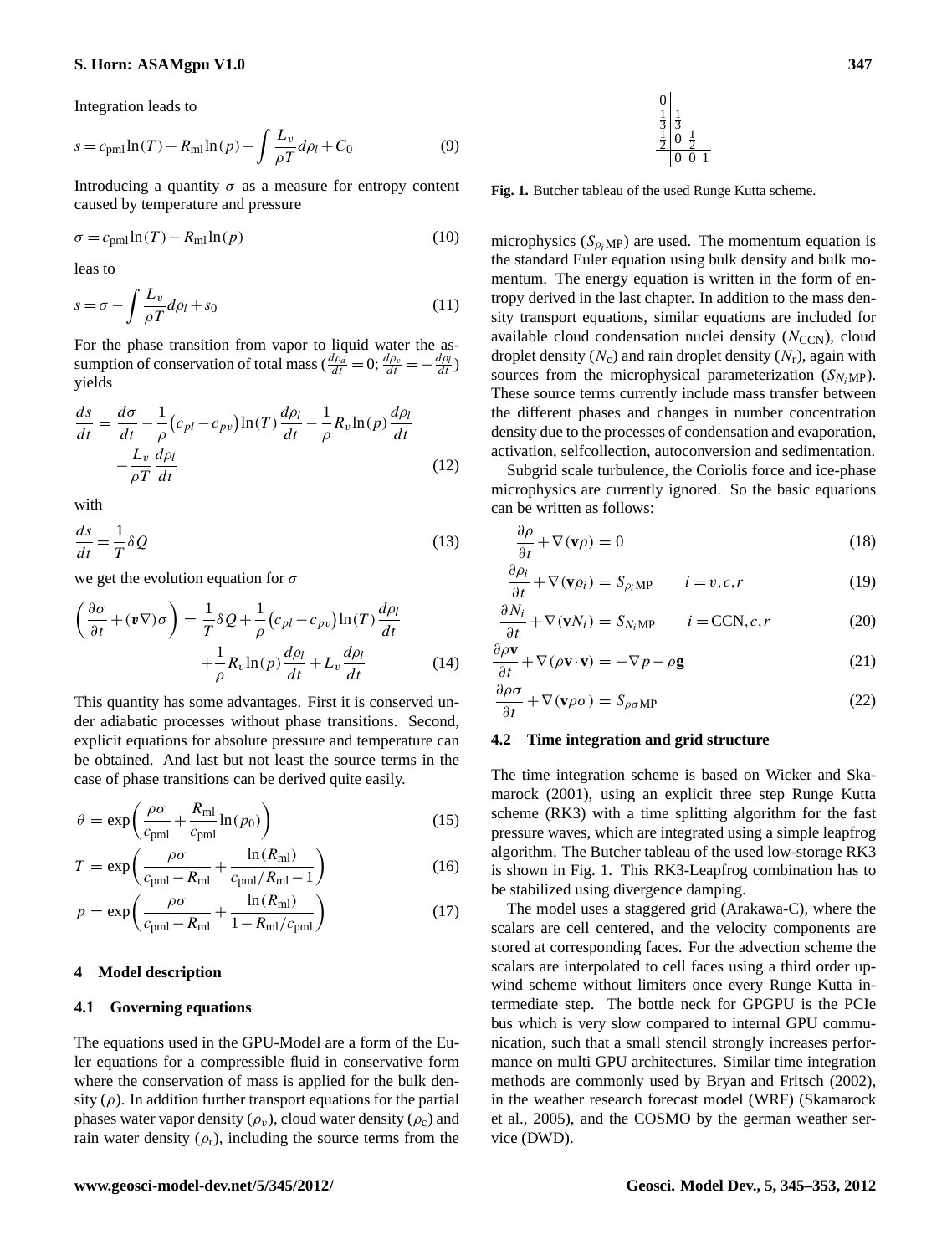Integration leads to

$$s = c_{\mathrm{pml}} \ln(T) - R_{\mathrm{ml}} \ln(p) - \int \frac{L_v}{\rho T} d\rho_l + C_0 \tag{9}$$

Introducing a quantity $\sigma$ as a measure for entropy content caused by temperature and pressure

$$\sigma = c_{\mathrm{pml}} \ln(T) - R_{\mathrm{ml}} \ln(p) \tag{10}$$

leas to

$$s = \sigma - \int \frac{L_v}{\rho T} d\rho_l + s_0 \tag{11}$$

For the phase transition from vapor to liquid water the assumption of conservation of total mass ($\frac{d\rho_d}{dt} = 0$; $\frac{d\rho_v}{dt} = -\frac{d\rho_l}{dt}$) yields

$$\frac{ds}{dt} = \frac{d\sigma}{dt} - \frac{1}{\rho}\left(c_{pl} - c_{pv}\right)\ln(T)\frac{d\rho_l}{dt} - \frac{1}{\rho} R_v \ln(p)\frac{d\rho_l}{dt} - \frac{L_v}{\rho T}\frac{d\rho_l}{dt} \tag{12}$$

with

$$\frac{ds}{dt} = \frac{1}{T}\delta Q \tag{13}$$

we get the evolution equation for $\sigma$

$$\left(\frac{\partial \sigma}{\partial t} + (\boldsymbol{v}\nabla)\sigma\right) = \frac{1}{T}\delta Q + \frac{1}{\rho}\left(c_{pl} - c_{pv}\right)\ln(T)\frac{d\rho_l}{dt} + \frac{1}{\rho} R_v \ln(p)\frac{d\rho_l}{dt} + L_v \frac{d\rho_l}{dt} \tag{14}$$

This quantity has some advantages. First it is conserved under adiabatic processes without phase transitions. Second, explicit equations for absolute pressure and temperature can be obtained. And last but not least the source terms in the case of phase transitions can be derived quite easily.

$$\theta = \exp\left(\frac{\rho\sigma}{c_{\mathrm{pml}}} + \frac{R_{\mathrm{ml}}}{c_{\mathrm{pml}}}\ln(p_0)\right) \tag{15}$$

$$T = \exp\left(\frac{\rho\sigma}{c_{\mathrm{pml}} - R_{\mathrm{ml}}} + \frac{\ln(R_{\mathrm{ml}})}{c_{\mathrm{pml}}/R_{\mathrm{ml}} - 1}\right) \tag{16}$$

$$p = \exp\left(\frac{\rho\sigma}{c_{\mathrm{pml}} - R_{\mathrm{ml}}} + \frac{\ln(R_{\mathrm{ml}})}{1 - R_{\mathrm{ml}}/c_{\mathrm{pml}}}\right) \tag{17}$$

## 4 Model description

### 4.1 Governing equations

The equations used in the GPU-Model are a form of the Euler equations for a compressible fluid in conservative form where the conservation of mass is applied for the bulk density ($\rho$). In addition further transport equations for the partial phases water vapor density ($\rho_v$), cloud water density ($\rho_c$) and rain water density ($\rho_r$), including the source terms from the microphysics ($S_{\rho_i \mathrm{MP}}$) are used. The momentum equation is the standard Euler equation using bulk density and bulk momentum. The energy equation is written in the form of entropy derived in the last chapter. In addition to the mass density transport equations, similar equations are included for available cloud condensation nuclei density ($N_{\mathrm{CCN}}$), cloud droplet density ($N_c$) and rain droplet density ($N_r$), again with sources from the microphysical parameterization ($S_{N_i \mathrm{MP}}$). These source terms currently include mass transfer between the different phases and changes in number concentration density due to the processes of condensation and evaporation, activation, selfcollection, autoconversion and sedimentation.

Subgrid scale turbulence, the Coriolis force and ice-phase microphysics are currently ignored. So the basic equations can be written as follows:

$$\frac{\partial \rho}{\partial t} + \nabla(\mathbf{v}\rho) = 0 \tag{18}$$

$$\frac{\partial \rho_i}{\partial t} + \nabla(\mathbf{v}\rho_i) = S_{\rho_i \mathrm{MP}} \qquad i = v, c, r \tag{19}$$

$$\frac{\partial N_i}{\partial t} + \nabla(\mathbf{v}N_i) = S_{N_i \mathrm{MP}} \qquad i = \mathrm{CCN}, c, r \tag{20}$$

$$\frac{\partial \rho \mathbf{v}}{\partial t} + \nabla(\rho \mathbf{v} \cdot \mathbf{v}) = -\nabla p - \rho \mathbf{g} \tag{21}$$

$$\frac{\partial \rho\sigma}{\partial t} + \nabla(\mathbf{v}\rho\sigma) = S_{\rho\sigma \mathrm{MP}} \tag{22}$$

### 4.2 Time integration and grid structure

The time integration scheme is based on Wicker and Skamarock (2001), using an explicit three step Runge Kutta scheme (RK3) with a time splitting algorithm for the fast pressure waves, which are integrated using a simple leapfrog algorithm. The Butcher tableau of the used low-storage RK3 is shown in Fig. 1. This RK3-Leapfrog combination has to be stabilized using divergence damping.

$$\begin{array}{c|ccc} 0 & & & \\ \frac{1}{3} & \frac{1}{3} & & \\ \frac{1}{2} & 0 & \frac{1}{2} & \\ \hline & 0 & 0 & 1 \end{array}$$

**Fig. 1.** Butcher tableau of the used Runge Kutta scheme.

The model uses a staggered grid (Arakawa-C), where the scalars are cell centered, and the velocity components are stored at corresponding faces. For the advection scheme the scalars are interpolated to cell faces using a third order upwind scheme without limiters once every Runge Kutta intermediate step. The bottle neck for GPGPU is the PCIe bus which is very slow compared to internal GPU communication, such that a small stencil strongly increases performance on multi GPU architectures. Similar time integration methods are commonly used by Bryan and Fritsch (2002), in the weather research forecast model (WRF) (Skamarock et al., 2005), and the COSMO by the german weather service (DWD).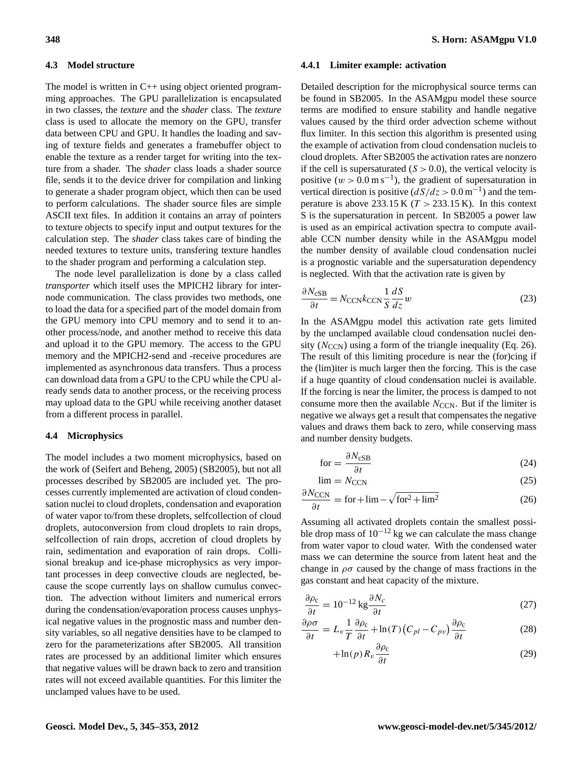### 4.3 Model structure

The model is written in C++ using object oriented programming approaches. The GPU parallelization is encapsulated in two classes, the *texture* and the *shader* class. The *texture* class is used to allocate the memory on the GPU, transfer data between CPU and GPU. It handles the loading and saving of texture fields and generates a framebuffer object to enable the texture as a render target for writing into the texture from a shader. The *shader* class loads a shader source file, sends it to the device driver for compilation and linking to generate a shader program object, which then can be used to perform calculations. The shader source files are simple ASCII text files. In addition it contains an array of pointers to texture objects to specify input and output textures for the calculation step. The *shader* class takes care of binding the needed textures to texture units, transfering texture handles to the shader program and performing a calculation step.

The node level parallelization is done by a class called *transporter* which itself uses the MPICH2 library for internode communication. The class provides two methods, one to load the data for a specified part of the model domain from the GPU memory into CPU memory and to send it to another process/node, and another method to receive this data and upload it to the GPU memory. The access to the GPU memory and the MPICH2-send and -receive procedures are implemented as asynchronous data transfers. Thus a process can download data from a GPU to the CPU while the CPU already sends data to another process, or the receiving process may upload data to the GPU while receiving another dataset from a different process in parallel.

### 4.4 Microphysics

The model includes a two moment microphysics, based on the work of (Seifert and Beheng, 2005) (SB2005), but not all processes described by SB2005 are included yet. The processes currently implemented are activation of cloud condensation nuclei to cloud droplets, condensation and evaporation of water vapor to/from these droplets, selfcollection of cloud droplets, autoconversion from cloud droplets to rain drops, selfcollection of rain drops, accretion of cloud droplets by rain, sedimentation and evaporation of rain drops. Collisional breakup and ice-phase microphysics as very important processes in deep convective clouds are neglected, because the scope currently lays on shallow cumulus convection. The advection without limiters and numerical errors during the condensation/evaporation process causes unphysical negative values in the prognostic mass and number density variables, so all negative densities have to be clamped to zero for the parameterizations after SB2005. All transition rates are processed by an additional limiter which ensures that negative values will be drawn back to zero and transition rates will not exceed available quantities. For this limiter the unclamped values have to be used.

#### 4.4.1 Limiter example: activation

Detailed description for the microphysical source terms can be found in SB2005. In the ASAMgpu model these source terms are modified to ensure stability and handle negative values caused by the third order advection scheme without flux limiter. In this section this algorithm is presented using the example of activation from cloud condensation nucleis to cloud droplets. After SB2005 the activation rates are nonzero if the cell is supersaturated ($S > 0.0$), the vertical velocity is positive ($w > 0.0\,\mathrm{m\,s^{-1}}$), the gradient of supersaturation in vertical direction is positive ($dS/dz > 0.0\,\mathrm{m^{-1}}$) and the temperature is above 233.15 K ($T > 233.15\,\mathrm{K}$). In this context S is the supersaturation in percent. In SB2005 a power law is used as an empirical activation spectra to compute available CCN number density while in the ASAMgpu model the number density of available cloud condensation nuclei is a prognostic variable and the supersaturation dependency is neglected. With that the activation rate is given by

$$\frac{\partial N_{\mathrm{cSB}}}{\partial t} = N_{\mathrm{CCN}} k_{\mathrm{CCN}} \frac{1}{S} \frac{dS}{dz} w \tag{23}$$

In the ASAMgpu model this activation rate gets limited by the unclamped available cloud condensation nuclei density ($N_{\mathrm{CCN}}$) using a form of the triangle inequality (Eq. 26). The result of this limiting procedure is near the (for)cing if the (lim)iter is much larger then the forcing. This is the case if a huge quantity of cloud condensation nuclei is available. If the forcing is near the limiter, the process is damped to not consume more then the available $N_{\mathrm{CCN}}$. But if the limiter is negative we always get a result that compensates the negative values and draws them back to zero, while conserving mass and number density budgets.

$$\mathrm{for} = \frac{\partial N_{\mathrm{cSB}}}{\partial t} \tag{24}$$

$$\mathrm{lim} = N_{\mathrm{CCN}} \tag{25}$$

$$\frac{\partial N_{\mathrm{CCN}}}{\partial t} = \mathrm{for} + \mathrm{lim} - \sqrt{\mathrm{for}^2 + \mathrm{lim}^2} \tag{26}$$

Assuming all activated droplets contain the smallest possible drop mass of $10^{-12}$ kg we can calculate the mass change from water vapor to cloud water. With the condensed water mass we can determine the source from latent heat and the change in $\rho\sigma$ caused by the change of mass fractions in the gas constant and heat capacity of the mixture.

$$\frac{\partial \rho_{\mathrm{c}}}{\partial t} = 10^{-12}\,\mathrm{kg} \frac{\partial N_c}{\partial t} \tag{27}$$

$$\frac{\partial \rho\sigma}{\partial t} = L_v \frac{1}{T} \frac{\partial \rho_{\mathrm{c}}}{\partial t} + \ln(T)\left(C_{pl} - C_{pv}\right) \frac{\partial \rho_{\mathrm{c}}}{\partial t} \tag{28}$$

$$+ \ln(p) R_v \frac{\partial \rho_{\mathrm{c}}}{\partial t} \tag{29}$$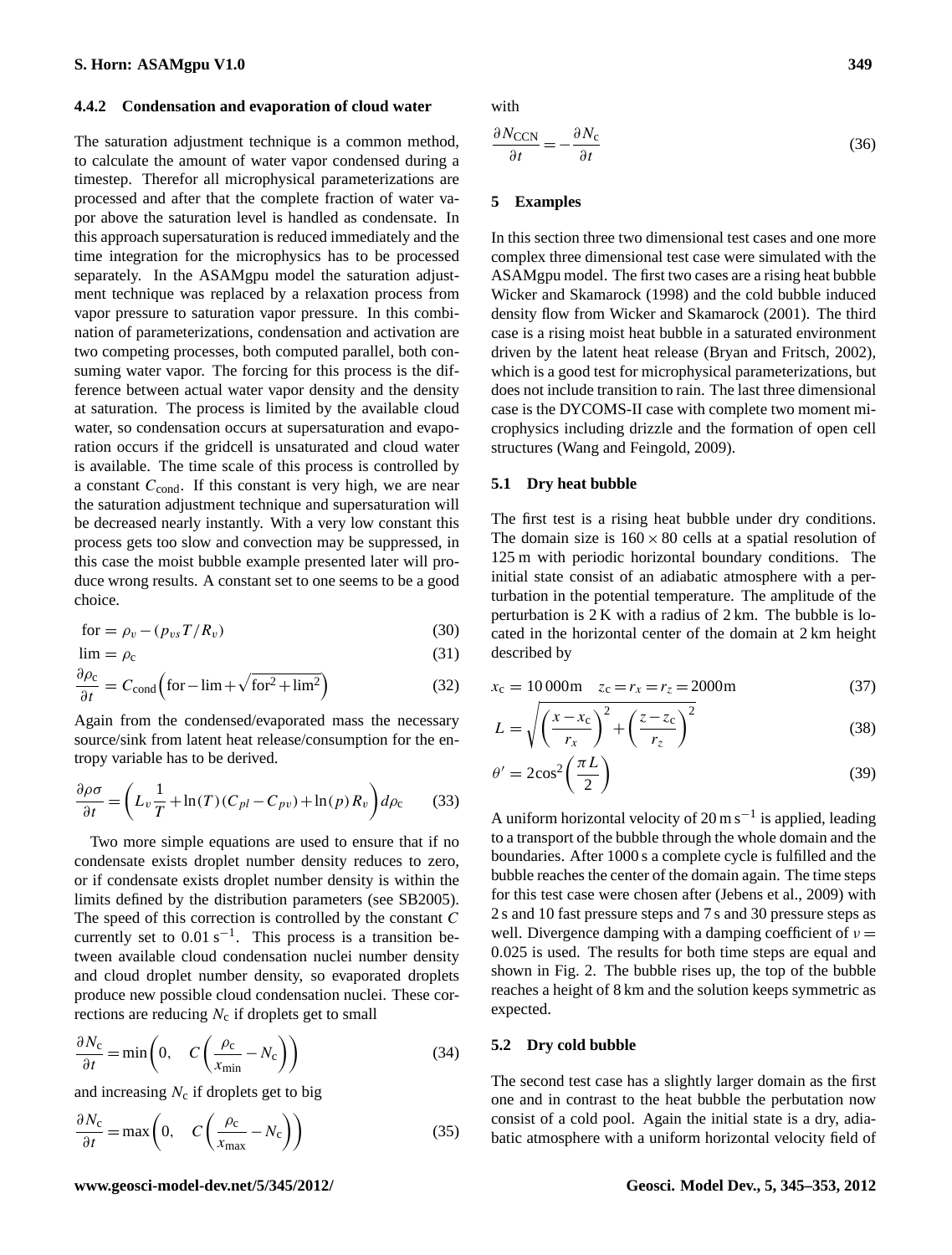### 4.4.2 Condensation and evaporation of cloud water

The saturation adjustment technique is a common method, to calculate the amount of water vapor condensed during a timestep. Therefor all microphysical parameterizations are processed and after that the complete fraction of water vapor above the saturation level is handled as condensate. In this approach supersaturation is reduced immediately and the time integration for the microphysics has to be processed separately. In the ASAMgpu model the saturation adjustment technique was replaced by a relaxation process from vapor pressure to saturation vapor pressure. In this combination of parameterizations, condensation and activation are two competing processes, both computed parallel, both consuming water vapor. The forcing for this process is the difference between actual water vapor density and the density at saturation. The process is limited by the available cloud water, so condensation occurs at supersaturation and evaporation occurs if the gridcell is unsaturated and cloud water is available. The time scale of this process is controlled by a constant $C_{\text{cond}}$. If this constant is very high, we are near the saturation adjustment technique and supersaturation will be decreased nearly instantly. With a very low constant this process gets too slow and convection may be suppressed, in this case the moist bubble example presented later will produce wrong results. A constant set to one seems to be a good choice.

$$\text{for} = \rho_v - (p_{vs} T / R_v) \tag{30}$$

$$\lim = \rho_{\text{c}} \tag{31}$$

$$\frac{\partial \rho_{\text{c}}}{\partial t} = C_{\text{cond}} \left( \text{for} - \lim + \sqrt{\text{for}^2 + \lim^2} \right) \tag{32}$$

Again from the condensed/evaporated mass the necessary source/sink from latent heat release/consumption for the entropy variable has to be derived.

$$\frac{\partial \rho \sigma}{\partial t} = \left( L_v \frac{1}{T} + \ln(T)(C_{pl} - C_{pv}) + \ln(p) R_v \right) d\rho_{\text{c}} \tag{33}$$

Two more simple equations are used to ensure that if no condensate exists droplet number density reduces to zero, or if condensate exists droplet number density is within the limits defined by the distribution parameters (see SB2005). The speed of this correction is controlled by the constant $C$ currently set to $0.01\,\text{s}^{-1}$. This process is a transition between available cloud condensation nuclei number density and cloud droplet number density, so evaporated droplets produce new possible cloud condensation nuclei. These corrections are reducing $N_{\text{c}}$ if droplets get to small

$$\frac{\partial N_{\text{c}}}{\partial t} = \min\left(0, \quad C\left(\frac{\rho_{\text{c}}}{x_{\min}} - N_{\text{c}}\right)\right) \tag{34}$$

and increasing $N_{\text{c}}$ if droplets get to big

$$\frac{\partial N_{\text{c}}}{\partial t} = \max\left(0, \quad C\left(\frac{\rho_{\text{c}}}{x_{\max}} - N_{\text{c}}\right)\right) \tag{35}$$

with

$$\frac{\partial N_{\text{CCN}}}{\partial t} = -\frac{\partial N_{\text{c}}}{\partial t} \tag{36}$$

## 5 Examples

In this section three two dimensional test cases and one more complex three dimensional test case were simulated with the ASAMgpu model. The first two cases are a rising heat bubble Wicker and Skamarock (1998) and the cold bubble induced density flow from Wicker and Skamarock (2001). The third case is a rising moist heat bubble in a saturated environment driven by the latent heat release (Bryan and Fritsch, 2002), which is a good test for microphysical parameterizations, but does not include transition to rain. The last three dimensional case is the DYCOMS-II case with complete two moment microphysics including drizzle and the formation of open cell structures (Wang and Feingold, 2009).

### 5.1 Dry heat bubble

The first test is a rising heat bubble under dry conditions. The domain size is $160 \times 80$ cells at a spatial resolution of 125 m with periodic horizontal boundary conditions. The initial state consist of an adiabatic atmosphere with a perturbation in the potential temperature. The amplitude of the perturbation is 2 K with a radius of 2 km. The bubble is located in the horizontal center of the domain at 2 km height described by

$$x_{\text{c}} = 10\,000\text{m} \quad z_{\text{c}} = r_x = r_z = 2000\text{m} \tag{37}$$

$$L = \sqrt{\left(\frac{x - x_{\text{c}}}{r_x}\right)^2 + \left(\frac{z - z_{\text{c}}}{r_z}\right)^2} \tag{38}$$

$$\theta' = 2\cos^2\left(\frac{\pi L}{2}\right) \tag{39}$$

A uniform horizontal velocity of $20\,\text{m}\,\text{s}^{-1}$ is applied, leading to a transport of the bubble through the whole domain and the boundaries. After 1000 s a complete cycle is fulfilled and the bubble reaches the center of the domain again. The time steps for this test case were chosen after (Jebens et al., 2009) with 2 s and 10 fast pressure steps and 7 s and 30 pressure steps as well. Divergence damping with a damping coefficient of $\nu = 0.025$ is used. The results for both time steps are equal and shown in Fig. 2. The bubble rises up, the top of the bubble reaches a height of 8 km and the solution keeps symmetric as expected.

### 5.2 Dry cold bubble

The second test case has a slightly larger domain as the first one and in contrast to the heat bubble the perbutation now consist of a cold pool. Again the initial state is a dry, adiabatic atmosphere with a uniform horizontal velocity field of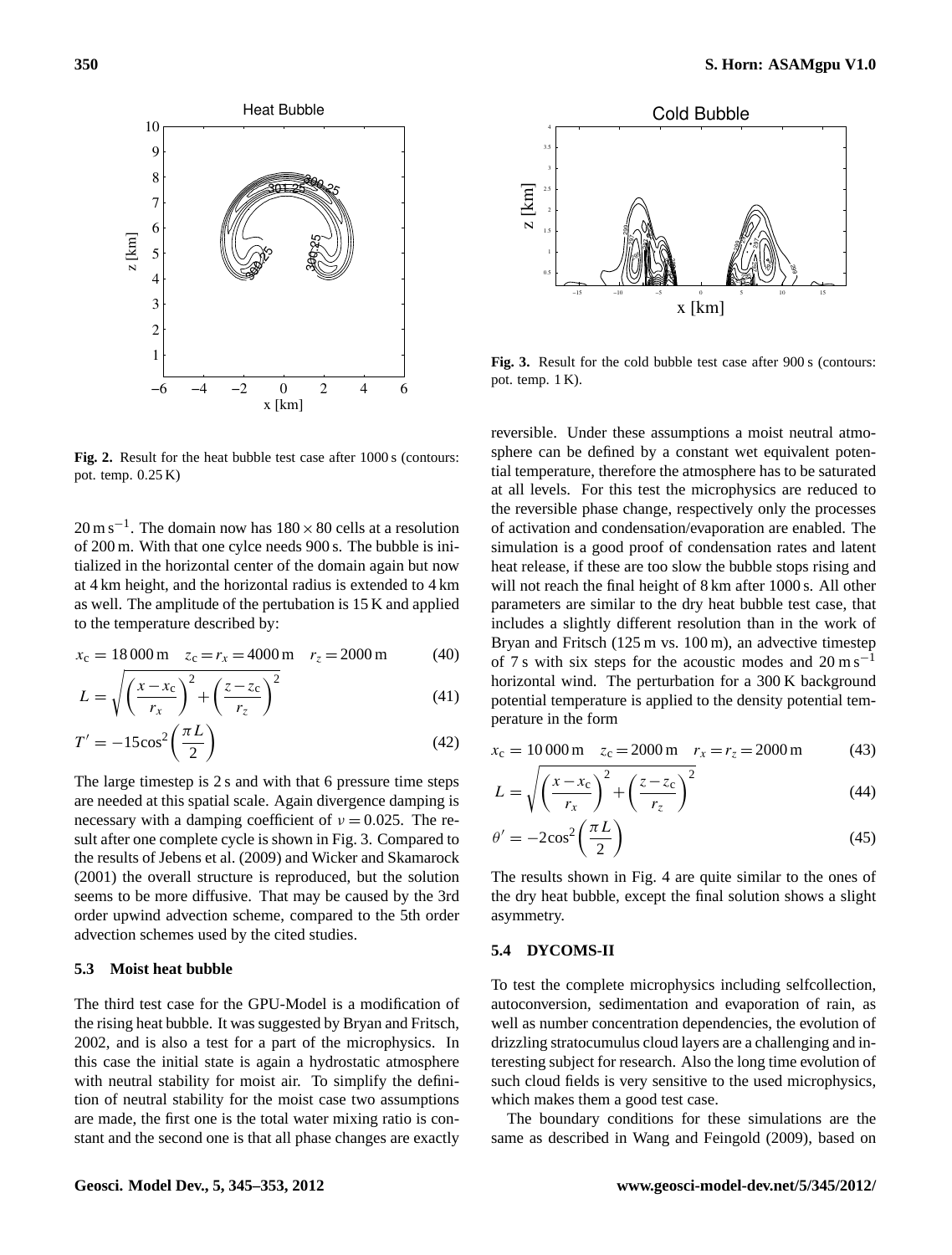Fig. 2. Result for the heat bubble test case after 1000 s (contours: pot. temp. 0.25 K)

$20\,\mathrm{m\,s^{-1}}$. The domain now has $180 \times 80$ cells at a resolution of 200 m. With that one cylce needs 900 s. The bubble is initialized in the horizontal center of the domain again but now at 4 km height, and the horizontal radius is extended to 4 km as well. The amplitude of the pertubation is 15 K and applied to the temperature described by:

$$x_c = 18\,000\,\mathrm{m} \quad z_c = r_x = 4000\,\mathrm{m} \quad r_z = 2000\,\mathrm{m} \tag{40}$$

$$L = \sqrt{\left(\frac{x - x_c}{r_x}\right)^2 + \left(\frac{z - z_c}{r_z}\right)^2} \tag{41}$$

$$T' = -15\cos^2\left(\frac{\pi L}{2}\right) \tag{42}$$

The large timestep is 2 s and with that 6 pressure time steps are needed at this spatial scale. Again divergence damping is necessary with a damping coefficient of $\nu = 0.025$. The result after one complete cycle is shown in Fig. 3. Compared to the results of Jebens et al. (2009) and Wicker and Skamarock (2001) the overall structure is reproduced, but the solution seems to be more diffusive. That may be caused by the 3rd order upwind advection scheme, compared to the 5th order advection schemes used by the cited studies.

### 5.3 Moist heat bubble

The third test case for the GPU-Model is a modification of the rising heat bubble. It was suggested by Bryan and Fritsch, 2002, and is also a test for a part of the microphysics. In this case the initial state is again a hydrostatic atmosphere with neutral stability for moist air. To simplify the definition of neutral stability for the moist case two assumptions are made, the first one is the total water mixing ratio is constant and the second one is that all phase changes are exactly reversible. Under these assumptions a moist neutral atmosphere can be defined by a constant wet equivalent potential temperature, therefore the atmosphere has to be saturated at all levels. For this test the microphysics are reduced to the reversible phase change, respectively only the processes of activation and condensation/evaporation are enabled. The simulation is a good proof of condensation rates and latent heat release, if these are too slow the bubble stops rising and will not reach the final height of 8 km after 1000 s. All other parameters are similar to the dry heat bubble test case, that includes a slightly different resolution than in the work of Bryan and Fritsch (125 m vs. 100 m), an advective timestep of 7 s with six steps for the acoustic modes and $20\,\mathrm{m\,s^{-1}}$ horizontal wind. The perturbation for a 300 K background potential temperature is applied to the density potential temperature in the form

$$x_c = 10\,000\,\mathrm{m} \quad z_c = 2000\,\mathrm{m} \quad r_x = r_z = 2000\,\mathrm{m} \tag{43}$$

$$L = \sqrt{\left(\frac{x - x_c}{r_x}\right)^2 + \left(\frac{z - z_c}{r_z}\right)^2} \tag{44}$$

$$\theta' = -2\cos^2\left(\frac{\pi L}{2}\right) \tag{45}$$

The results shown in Fig. 4 are quite similar to the ones of the dry heat bubble, except the final solution shows a slight asymmetry.

Fig. 3. Result for the cold bubble test case after 900 s (contours: pot. temp. 1 K).

### 5.4 DYCOMS-II

To test the complete microphysics including selfcollection, autoconversion, sedimentation and evaporation of rain, as well as number concentration dependencies, the evolution of drizzling stratocumulus cloud layers are a challenging and interesting subject for research. Also the long time evolution of such cloud fields is very sensitive to the used microphysics, which makes them a good test case.

The boundary conditions for these simulations are the same as described in Wang and Feingold (2009), based on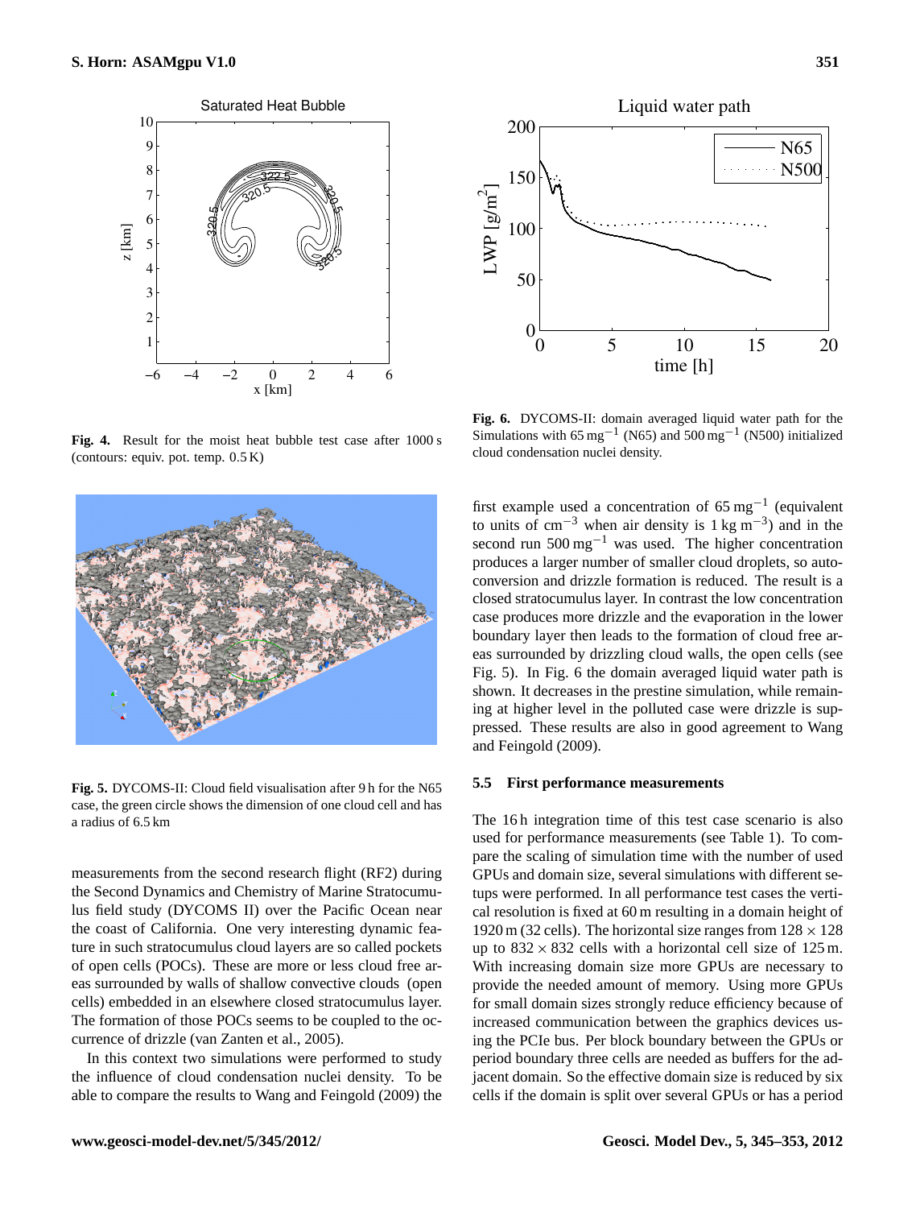**Fig. 4.** Result for the moist heat bubble test case after 1000 s (contours: equiv. pot. temp. 0.5 K)

**Fig. 5.** DYCOMS-II: Cloud field visualisation after 9 h for the N65 case, the green circle shows the dimension of one cloud cell and has a radius of 6.5 km

measurements from the second research flight (RF2) during the Second Dynamics and Chemistry of Marine Stratocumulus field study (DYCOMS II) over the Pacific Ocean near the coast of California. One very interesting dynamic feature in such stratocumulus cloud layers are so called pockets of open cells (POCs). These are more or less cloud free areas surrounded by walls of shallow convective clouds (open cells) embedded in an elsewhere closed stratocumulus layer. The formation of those POCs seems to be coupled to the occurrence of drizzle (van Zanten et al., 2005).

In this context two simulations were performed to study the influence of cloud condensation nuclei density. To be able to compare the results to Wang and Feingold (2009) the first example used a concentration of 65 $mg^{-1}$ (equivalent to units of $cm^{-3}$ when air density is 1 kg $m^{-3}$) and in the second run 500 $mg^{-1}$ was used. The higher concentration produces a larger number of smaller cloud droplets, so autoconversion and drizzle formation is reduced. The result is a closed stratocumulus layer. In contrast the low concentration case produces more drizzle and the evaporation in the lower boundary layer then leads to the formation of cloud free areas surrounded by drizzling cloud walls, the open cells (see Fig. 5). In Fig. 6 the domain averaged liquid water path is shown. It decreases in the prestine simulation, while remaining at higher level in the polluted case were drizzle is suppressed. These results are also in good agreement to Wang and Feingold (2009).

**Fig. 6.** DYCOMS-II: domain averaged liquid water path for the Simulations with 65 $mg^{-1}$ (N65) and 500 $mg^{-1}$ (N500) initialized cloud condensation nuclei density.

### 5.5 First performance measurements

The 16 h integration time of this test case scenario is also used for performance measurements (see Table 1). To compare the scaling of simulation time with the number of used GPUs and domain size, several simulations with different setups were performed. In all performance test cases the vertical resolution is fixed at 60 m resulting in a domain height of 1920 m (32 cells). The horizontal size ranges from $128 \times 128$ up to $832 \times 832$ cells with a horizontal cell size of 125 m. With increasing domain size more GPUs are necessary to provide the needed amount of memory. Using more GPUs for small domain sizes strongly reduce efficiency because of increased communication between the graphics devices using the PCIe bus. Per block boundary between the GPUs or period boundary three cells are needed as buffers for the adjacent domain. So the effective domain size is reduced by six cells if the domain is split over several GPUs or has a period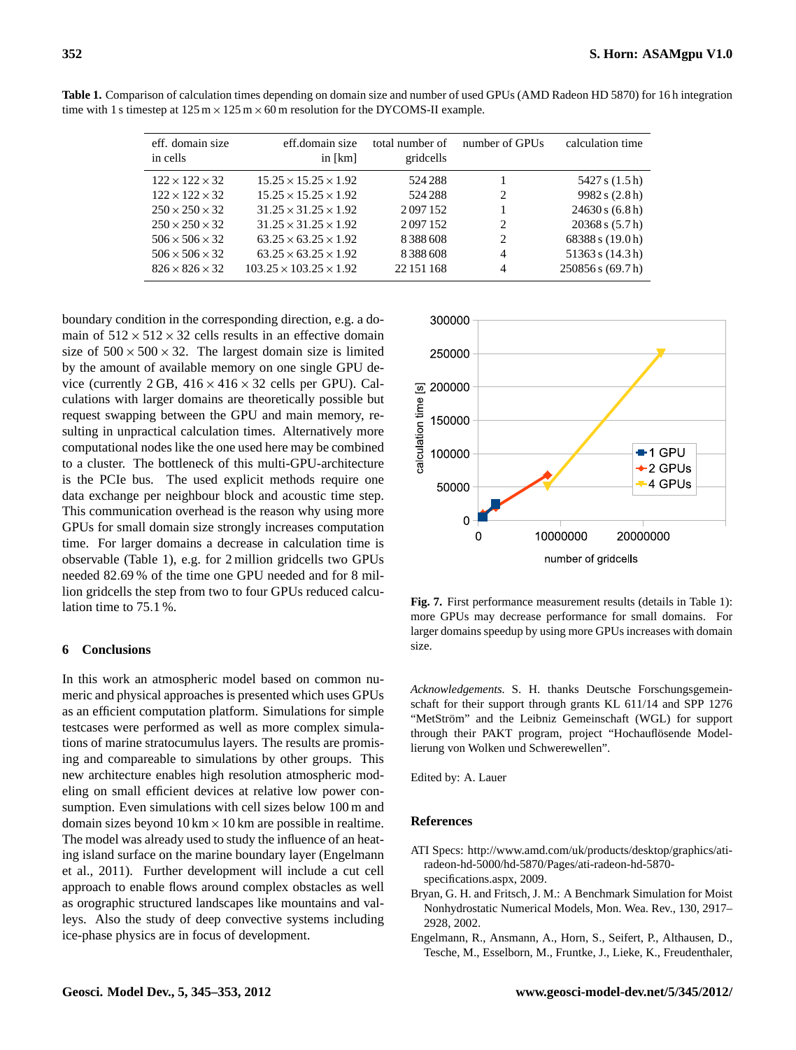**Table 1.** Comparison of calculation times depending on domain size and number of used GPUs (AMD Radeon HD 5870) for 16 h integration time with 1 s timestep at 125 m × 125 m × 60 m resolution for the DYCOMS-II example.

| eff. domain size in cells | eff.domain size in [km] | total number of gridcells | number of GPUs | calculation time |
|---|---|---|---|---|
| $122 \times 122 \times 32$ | $15.25 \times 15.25 \times 1.92$ | 524 288 | 1 | 5427 s (1.5 h) |
| $122 \times 122 \times 32$ | $15.25 \times 15.25 \times 1.92$ | 524 288 | 2 | 9982 s (2.8 h) |
| $250 \times 250 \times 32$ | $31.25 \times 31.25 \times 1.92$ | 2 097 152 | 1 | 24630 s (6.8 h) |
| $250 \times 250 \times 32$ | $31.25 \times 31.25 \times 1.92$ | 2 097 152 | 2 | 20368 s (5.7 h) |
| $506 \times 506 \times 32$ | $63.25 \times 63.25 \times 1.92$ | 8 388 608 | 2 | 68388 s (19.0 h) |
| $506 \times 506 \times 32$ | $63.25 \times 63.25 \times 1.92$ | 8 388 608 | 4 | 51363 s (14.3 h) |
| $826 \times 826 \times 32$ | $103.25 \times 103.25 \times 1.92$ | 22 151 168 | 4 | 250856 s (69.7 h) |

boundary condition in the corresponding direction, e.g. a domain of $512 \times 512 \times 32$ cells results in an effective domain size of $500 \times 500 \times 32$. The largest domain size is limited by the amount of available memory on one single GPU device (currently 2 GB, $416 \times 416 \times 32$ cells per GPU). Calculations with larger domains are theoretically possible but request swapping between the GPU and main memory, resulting in unpractical calculation times. Alternatively more computational nodes like the one used here may be combined to a cluster. The bottleneck of this multi-GPU-architecture is the PCIe bus. The used explicit methods require one data exchange per neighbour block and acoustic time step. This communication overhead is the reason why using more GPUs for small domain size strongly increases computation time. For larger domains a decrease in calculation time is observable (Table 1), e.g. for 2 million gridcells two GPUs needed 82.69 % of the time one GPU needed and for 8 million gridcells the step from two to four GPUs reduced calculation time to 75.1 %.

**Fig. 7.** First performance measurement results (details in Table 1): more GPUs may decrease performance for small domains. For larger domains speedup by using more GPUs increases with domain size.

## 6 Conclusions

In this work an atmospheric model based on common numeric and physical approaches is presented which uses GPUs as an efficient computation platform. Simulations for simple testcases were performed as well as more complex simulations of marine stratocumulus layers. The results are promising and compareable to simulations by other groups. This new architecture enables high resolution atmospheric modeling on small efficient devices at relative low power consumption. Even simulations with cell sizes below 100 m and domain sizes beyond 10 km × 10 km are possible in realtime. The model was already used to study the influence of an heating island surface on the marine boundary layer (Engelmann et al., 2011). Further development will include a cut cell approach to enable flows around complex obstacles as well as orographic structured landscapes like mountains and valleys. Also the study of deep convective systems including ice-phase physics are in focus of development.

*Acknowledgements.* S. H. thanks Deutsche Forschungsgemeinschaft for their support through grants KL 611/14 and SPP 1276 "MetStröm" and the Leibniz Gemeinschaft (WGL) for support through their PAKT program, project "Hochauflösende Modellierung von Wolken und Schwerewellen".

Edited by: A. Lauer

## References

ATI Specs: http://www.amd.com/uk/products/desktop/graphics/ati-radeon-hd-5000/hd-5870/Pages/ati-radeon-hd-5870-specifications.aspx, 2009.

Bryan, G. H. and Fritsch, J. M.: A Benchmark Simulation for Moist Nonhydrostatic Numerical Models, Mon. Wea. Rev., 130, 2917–2928, 2002.

Engelmann, R., Ansmann, A., Horn, S., Seifert, P., Althausen, D., Tesche, M., Esselborn, M., Fruntke, J., Lieke, K., Freudenthaler,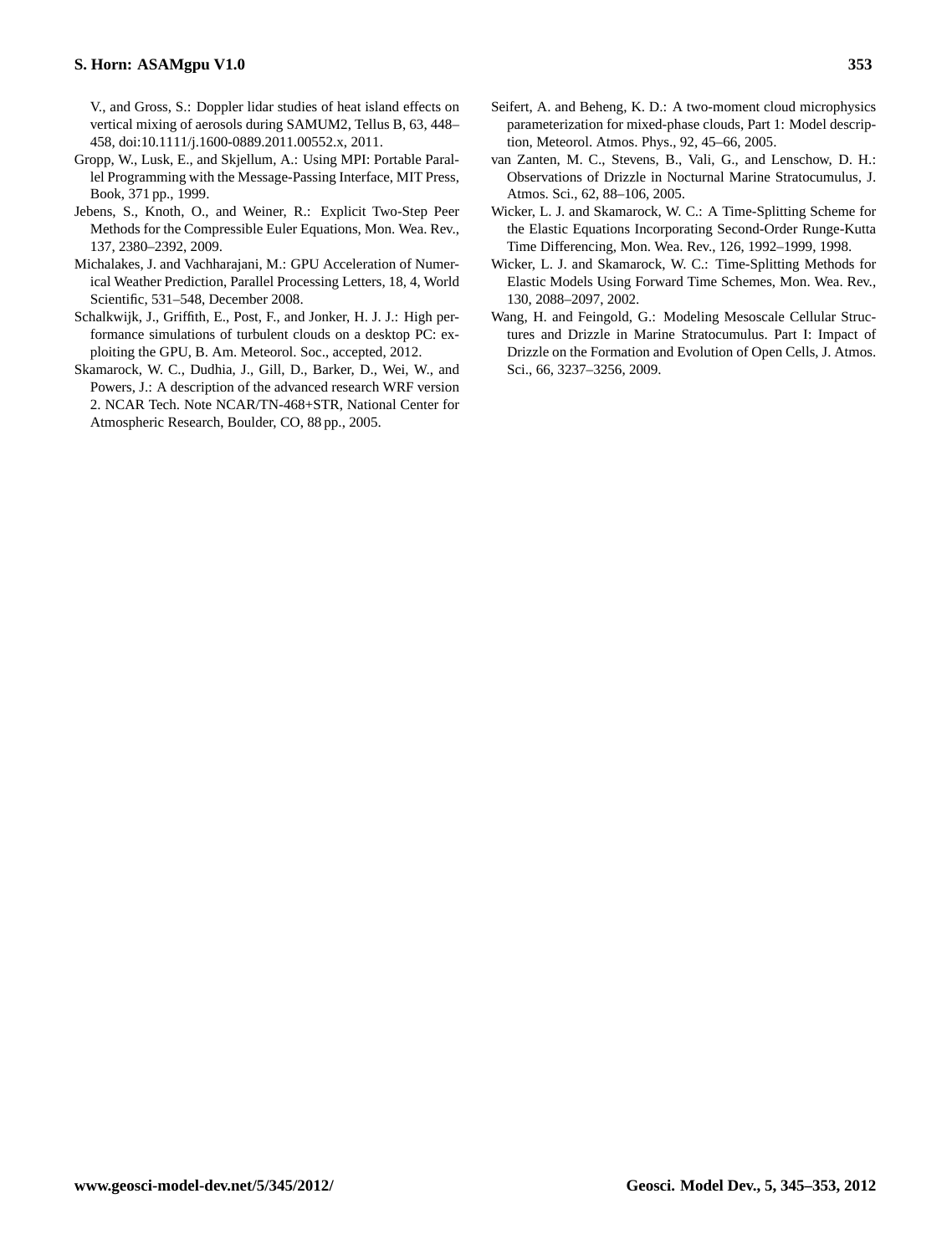V., and Gross, S.: Doppler lidar studies of heat island effects on vertical mixing of aerosols during SAMUM2, Tellus B, 63, 448–458, doi:10.1111/j.1600-0889.2011.00552.x, 2011.

Gropp, W., Lusk, E., and Skjellum, A.: Using MPI: Portable Parallel Programming with the Message-Passing Interface, MIT Press, Book, 371 pp., 1999.

Jebens, S., Knoth, O., and Weiner, R.: Explicit Two-Step Peer Methods for the Compressible Euler Equations, Mon. Wea. Rev., 137, 2380–2392, 2009.

Michalakes, J. and Vachharajani, M.: GPU Acceleration of Numerical Weather Prediction, Parallel Processing Letters, 18, 4, World Scientific, 531–548, December 2008.

Schalkwijk, J., Griffith, E., Post, F., and Jonker, H. J. J.: High performance simulations of turbulent clouds on a desktop PC: exploiting the GPU, B. Am. Meteorol. Soc., accepted, 2012.

Skamarock, W. C., Dudhia, J., Gill, D., Barker, D., Wei, W., and Powers, J.: A description of the advanced research WRF version 2. NCAR Tech. Note NCAR/TN-468+STR, National Center for Atmospheric Research, Boulder, CO, 88 pp., 2005.

Seifert, A. and Beheng, K. D.: A two-moment cloud microphysics parameterization for mixed-phase clouds, Part 1: Model description, Meteorol. Atmos. Phys., 92, 45–66, 2005.

van Zanten, M. C., Stevens, B., Vali, G., and Lenschow, D. H.: Observations of Drizzle in Nocturnal Marine Stratocumulus, J. Atmos. Sci., 62, 88–106, 2005.

Wicker, L. J. and Skamarock, W. C.: A Time-Splitting Scheme for the Elastic Equations Incorporating Second-Order Runge-Kutta Time Differencing, Mon. Wea. Rev., 126, 1992–1999, 1998.

Wicker, L. J. and Skamarock, W. C.: Time-Splitting Methods for Elastic Models Using Forward Time Schemes, Mon. Wea. Rev., 130, 2088–2097, 2002.

Wang, H. and Feingold, G.: Modeling Mesoscale Cellular Structures and Drizzle in Marine Stratocumulus. Part I: Impact of Drizzle on the Formation and Evolution of Open Cells, J. Atmos. Sci., 66, 3237–3256, 2009.